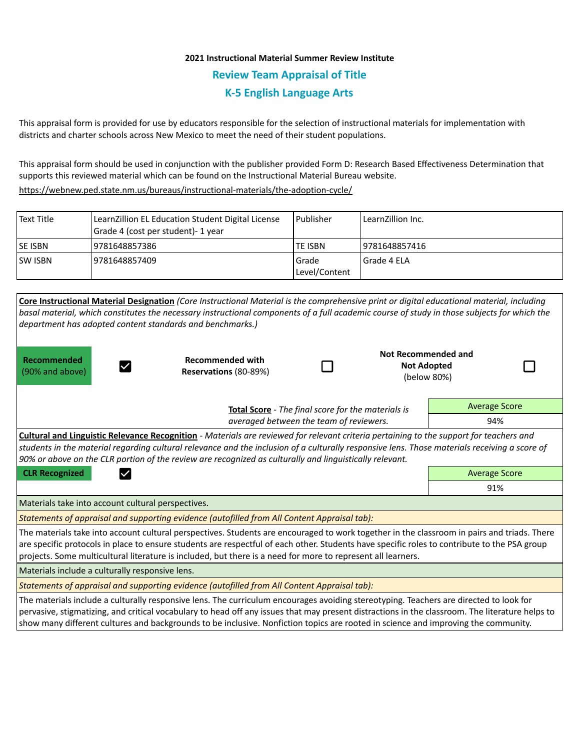**2021 Instructional Material Summer Review Institute**

## Review Team Appraisal of Title

## K-5 English Language Arts

This appraisal form is provided for use by educators responsible for the selection of instructional materials for implementation with districts and charter schools across New Mexico to meet the need of their student populations.

This appraisal form should be used in conjunction with the publisher provided Form D: Research Based Effectiveness Determination that supports this reviewed material which can be found on the Instructional Material Bureau website.

https://webnew.ped.state.nm.us/bureaus/instructional-materials/the-adoption-cycle/

| Text Title | LearnZillion EL Education Student Digital License Grade 4 (cost per student)- 1 year | Publisher | LearnZillion Inc. |
|---|---|---|---|
| SE ISBN | 9781648857386 | TE ISBN | 9781648857416 |
| SW ISBN | 9781648857409 | Grade Level/Content | Grade 4 ELA |

**Core Instructional Material Designation** *(Core Instructional Material is the comprehensive print or digital educational material, including basal material, which constitutes the necessary instructional components of a full academic course of study in those subjects for which the department has adopted content standards and benchmarks.)*

| **Recommended** (90% and above) | ☑ | **Recommended with Reservations** (80-89%) | ☐ | **Not Recommended and Not Adopted** (below 80%) | ☐ |
|---|---|---|---|---|---|

**Total Score** - *The final score for the materials is averaged between the team of reviewers.*

| Average Score |
|---|
| 94% |

**Cultural and Linguistic Relevance Recognition** - *Materials are reviewed for relevant criteria pertaining to the support for teachers and students in the material regarding cultural relevance and the inclusion of a culturally responsive lens. Those materials receiving a score of 90% or above on the CLR portion of the review are recognized as culturally and linguistically relevant.*

**CLR Recognized** ☑

| Average Score |
|---|
| 91% |

Materials take into account cultural perspectives.

*Statements of appraisal and supporting evidence (autofilled from All Content Appraisal tab):*

The materials take into account cultural perspectives. Students are encouraged to work together in the classroom in pairs and triads. There are specific protocols in place to ensure students are respectful of each other. Students have specific roles to contribute to the PSA group projects. Some multicultural literature is included, but there is a need for more to represent all learners.

Materials include a culturally responsive lens.

*Statements of appraisal and supporting evidence (autofilled from All Content Appraisal tab):*

The materials include a culturally responsive lens. The curriculum encourages avoiding stereotyping. Teachers are directed to look for pervasive, stigmatizing, and critical vocabulary to head off any issues that may present distractions in the classroom. The literature helps to show many different cultures and backgrounds to be inclusive. Nonfiction topics are rooted in science and improving the community.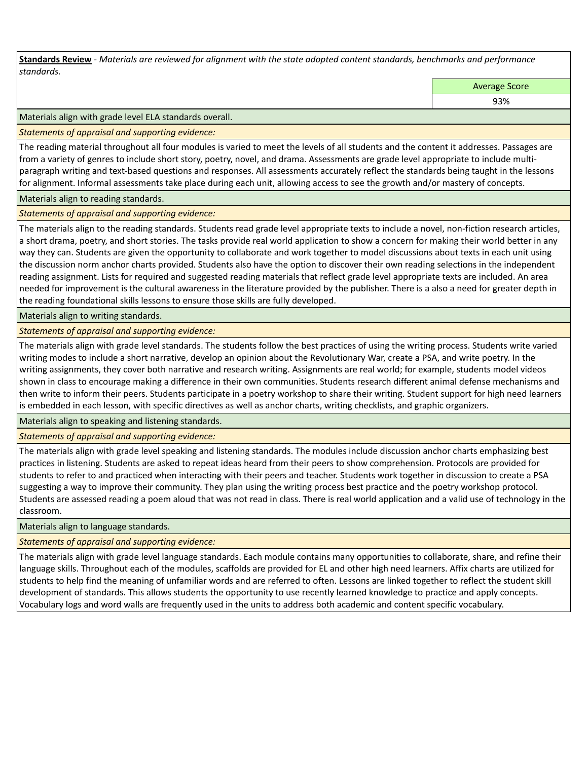**Standards Review** - *Materials are reviewed for alignment with the state adopted content standards, benchmarks and performance standards.*

| | Average Score |
|---|---|
| | 93% |

Materials align with grade level ELA standards overall.

*Statements of appraisal and supporting evidence:*

The reading material throughout all four modules is varied to meet the levels of all students and the content it addresses. Passages are from a variety of genres to include short story, poetry, novel, and drama. Assessments are grade level appropriate to include multi-paragraph writing and text-based questions and responses. All assessments accurately reflect the standards being taught in the lessons for alignment. Informal assessments take place during each unit, allowing access to see the growth and/or mastery of concepts.

Materials align to reading standards.

*Statements of appraisal and supporting evidence:*

The materials align to the reading standards. Students read grade level appropriate texts to include a novel, non-fiction research articles, a short drama, poetry, and short stories. The tasks provide real world application to show a concern for making their world better in any way they can. Students are given the opportunity to collaborate and work together to model discussions about texts in each unit using the discussion norm anchor charts provided. Students also have the option to discover their own reading selections in the independent reading assignment. Lists for required and suggested reading materials that reflect grade level appropriate texts are included. An area needed for improvement is the cultural awareness in the literature provided by the publisher. There is a also a need for greater depth in the reading foundational skills lessons to ensure those skills are fully developed.

Materials align to writing standards.

*Statements of appraisal and supporting evidence:*

The materials align with grade level standards. The students follow the best practices of using the writing process. Students write varied writing modes to include a short narrative, develop an opinion about the Revolutionary War, create a PSA, and write poetry. In the writing assignments, they cover both narrative and research writing. Assignments are real world; for example, students model videos shown in class to encourage making a difference in their own communities. Students research different animal defense mechanisms and then write to inform their peers. Students participate in a poetry workshop to share their writing. Student support for high need learners is embedded in each lesson, with specific directives as well as anchor charts, writing checklists, and graphic organizers.

Materials align to speaking and listening standards.

*Statements of appraisal and supporting evidence:*

The materials align with grade level speaking and listening standards. The modules include discussion anchor charts emphasizing best practices in listening. Students are asked to repeat ideas heard from their peers to show comprehension. Protocols are provided for students to refer to and practiced when interacting with their peers and teacher. Students work together in discussion to create a PSA suggesting a way to improve their community. They plan using the writing process best practice and the poetry workshop protocol. Students are assessed reading a poem aloud that was not read in class. There is real world application and a valid use of technology in the classroom.

Materials align to language standards.

*Statements of appraisal and supporting evidence:*

The materials align with grade level language standards. Each module contains many opportunities to collaborate, share, and refine their language skills. Throughout each of the modules, scaffolds are provided for EL and other high need learners. Affix charts are utilized for students to help find the meaning of unfamiliar words and are referred to often. Lessons are linked together to reflect the student skill development of standards. This allows students the opportunity to use recently learned knowledge to practice and apply concepts. Vocabulary logs and word walls are frequently used in the units to address both academic and content specific vocabulary.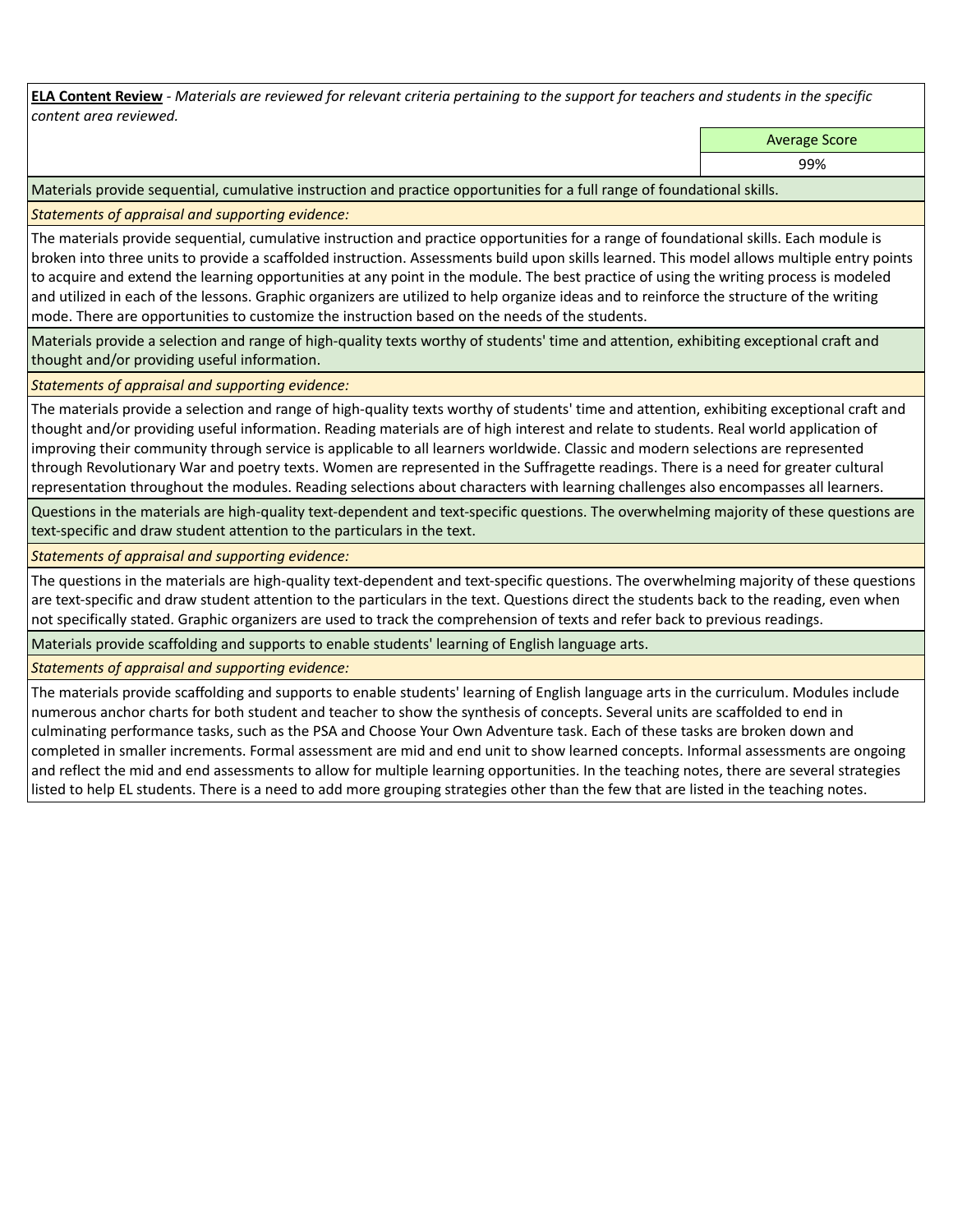**ELA Content Review** - *Materials are reviewed for relevant criteria pertaining to the support for teachers and students in the specific content area reviewed.*

| Average Score |
|---|
| 99% |

Materials provide sequential, cumulative instruction and practice opportunities for a full range of foundational skills.

*Statements of appraisal and supporting evidence:*

The materials provide sequential, cumulative instruction and practice opportunities for a range of foundational skills. Each module is broken into three units to provide a scaffolded instruction. Assessments build upon skills learned. This model allows multiple entry points to acquire and extend the learning opportunities at any point in the module. The best practice of using the writing process is modeled and utilized in each of the lessons. Graphic organizers are utilized to help organize ideas and to reinforce the structure of the writing mode. There are opportunities to customize the instruction based on the needs of the students.

Materials provide a selection and range of high-quality texts worthy of students' time and attention, exhibiting exceptional craft and thought and/or providing useful information.

*Statements of appraisal and supporting evidence:*

The materials provide a selection and range of high-quality texts worthy of students' time and attention, exhibiting exceptional craft and thought and/or providing useful information. Reading materials are of high interest and relate to students. Real world application of improving their community through service is applicable to all learners worldwide. Classic and modern selections are represented through Revolutionary War and poetry texts. Women are represented in the Suffragette readings. There is a need for greater cultural representation throughout the modules. Reading selections about characters with learning challenges also encompasses all learners.

Questions in the materials are high-quality text-dependent and text-specific questions. The overwhelming majority of these questions are text-specific and draw student attention to the particulars in the text.

*Statements of appraisal and supporting evidence:*

The questions in the materials are high-quality text-dependent and text-specific questions. The overwhelming majority of these questions are text-specific and draw student attention to the particulars in the text. Questions direct the students back to the reading, even when not specifically stated. Graphic organizers are used to track the comprehension of texts and refer back to previous readings.

Materials provide scaffolding and supports to enable students' learning of English language arts.

*Statements of appraisal and supporting evidence:*

The materials provide scaffolding and supports to enable students' learning of English language arts in the curriculum. Modules include numerous anchor charts for both student and teacher to show the synthesis of concepts. Several units are scaffolded to end in culminating performance tasks, such as the PSA and Choose Your Own Adventure task. Each of these tasks are broken down and completed in smaller increments. Formal assessment are mid and end unit to show learned concepts. Informal assessments are ongoing and reflect the mid and end assessments to allow for multiple learning opportunities. In the teaching notes, there are several strategies listed to help EL students. There is a need to add more grouping strategies other than the few that are listed in the teaching notes.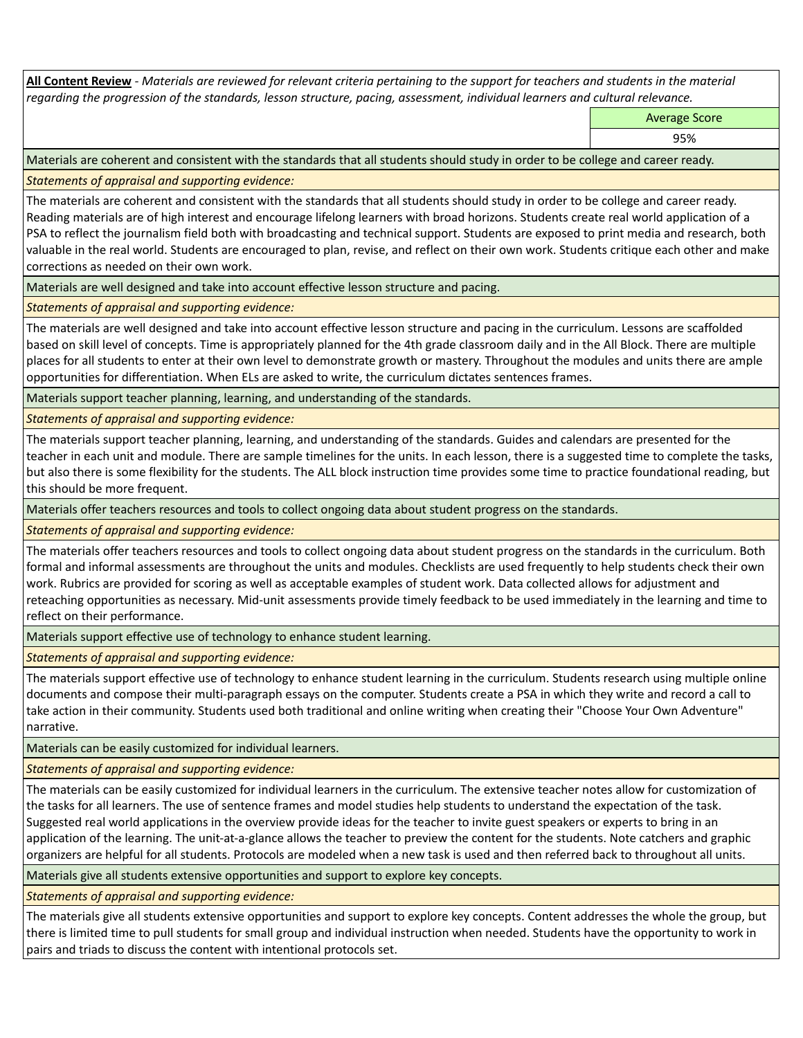**All Content Review** - *Materials are reviewed for relevant criteria pertaining to the support for teachers and students in the material regarding the progression of the standards, lesson structure, pacing, assessment, individual learners and cultural relevance.*

| Average Score |
|---|
| 95% |

Materials are coherent and consistent with the standards that all students should study in order to be college and career ready.

*Statements of appraisal and supporting evidence:*

The materials are coherent and consistent with the standards that all students should study in order to be college and career ready. Reading materials are of high interest and encourage lifelong learners with broad horizons. Students create real world application of a PSA to reflect the journalism field both with broadcasting and technical support. Students are exposed to print media and research, both valuable in the real world. Students are encouraged to plan, revise, and reflect on their own work. Students critique each other and make corrections as needed on their own work.

Materials are well designed and take into account effective lesson structure and pacing.

*Statements of appraisal and supporting evidence:*

The materials are well designed and take into account effective lesson structure and pacing in the curriculum. Lessons are scaffolded based on skill level of concepts. Time is appropriately planned for the 4th grade classroom daily and in the All Block. There are multiple places for all students to enter at their own level to demonstrate growth or mastery. Throughout the modules and units there are ample opportunities for differentiation. When ELs are asked to write, the curriculum dictates sentences frames.

Materials support teacher planning, learning, and understanding of the standards.

*Statements of appraisal and supporting evidence:*

The materials support teacher planning, learning, and understanding of the standards. Guides and calendars are presented for the teacher in each unit and module. There are sample timelines for the units. In each lesson, there is a suggested time to complete the tasks, but also there is some flexibility for the students. The ALL block instruction time provides some time to practice foundational reading, but this should be more frequent.

Materials offer teachers resources and tools to collect ongoing data about student progress on the standards.

*Statements of appraisal and supporting evidence:*

The materials offer teachers resources and tools to collect ongoing data about student progress on the standards in the curriculum. Both formal and informal assessments are throughout the units and modules. Checklists are used frequently to help students check their own work. Rubrics are provided for scoring as well as acceptable examples of student work. Data collected allows for adjustment and reteaching opportunities as necessary. Mid-unit assessments provide timely feedback to be used immediately in the learning and time to reflect on their performance.

Materials support effective use of technology to enhance student learning.

*Statements of appraisal and supporting evidence:*

The materials support effective use of technology to enhance student learning in the curriculum. Students research using multiple online documents and compose their multi-paragraph essays on the computer. Students create a PSA in which they write and record a call to take action in their community. Students used both traditional and online writing when creating their "Choose Your Own Adventure" narrative.

Materials can be easily customized for individual learners.

*Statements of appraisal and supporting evidence:*

The materials can be easily customized for individual learners in the curriculum. The extensive teacher notes allow for customization of the tasks for all learners. The use of sentence frames and model studies help students to understand the expectation of the task. Suggested real world applications in the overview provide ideas for the teacher to invite guest speakers or experts to bring in an application of the learning. The unit-at-a-glance allows the teacher to preview the content for the students. Note catchers and graphic organizers are helpful for all students. Protocols are modeled when a new task is used and then referred back to throughout all units.

Materials give all students extensive opportunities and support to explore key concepts.

*Statements of appraisal and supporting evidence:*

The materials give all students extensive opportunities and support to explore key concepts. Content addresses the whole the group, but there is limited time to pull students for small group and individual instruction when needed. Students have the opportunity to work in pairs and triads to discuss the content with intentional protocols set.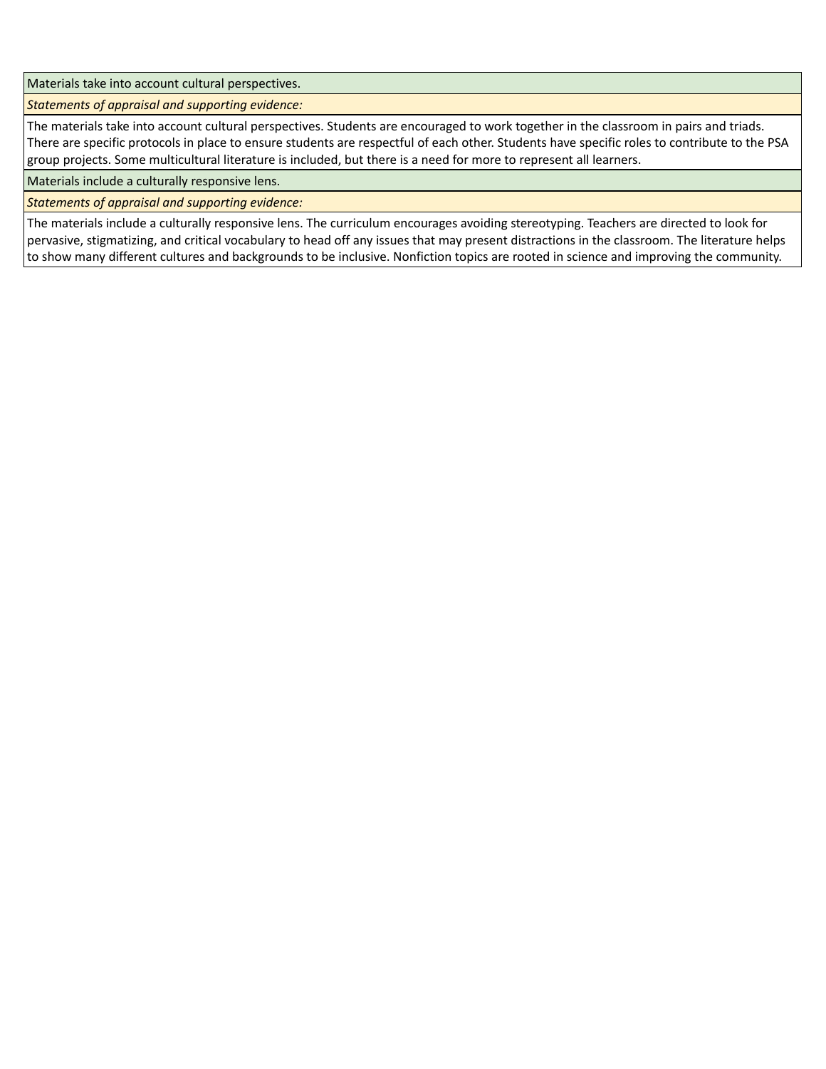| Materials take into account cultural perspectives. |
| --- |
| *Statements of appraisal and supporting evidence:* |
| The materials take into account cultural perspectives. Students are encouraged to work together in the classroom in pairs and triads. There are specific protocols in place to ensure students are respectful of each other. Students have specific roles to contribute to the PSA group projects. Some multicultural literature is included, but there is a need for more to represent all learners. |
| Materials include a culturally responsive lens. |
| *Statements of appraisal and supporting evidence:* |
| The materials include a culturally responsive lens. The curriculum encourages avoiding stereotyping. Teachers are directed to look for pervasive, stigmatizing, and critical vocabulary to head off any issues that may present distractions in the classroom. The literature helps to show many different cultures and backgrounds to be inclusive. Nonfiction topics are rooted in science and improving the community. |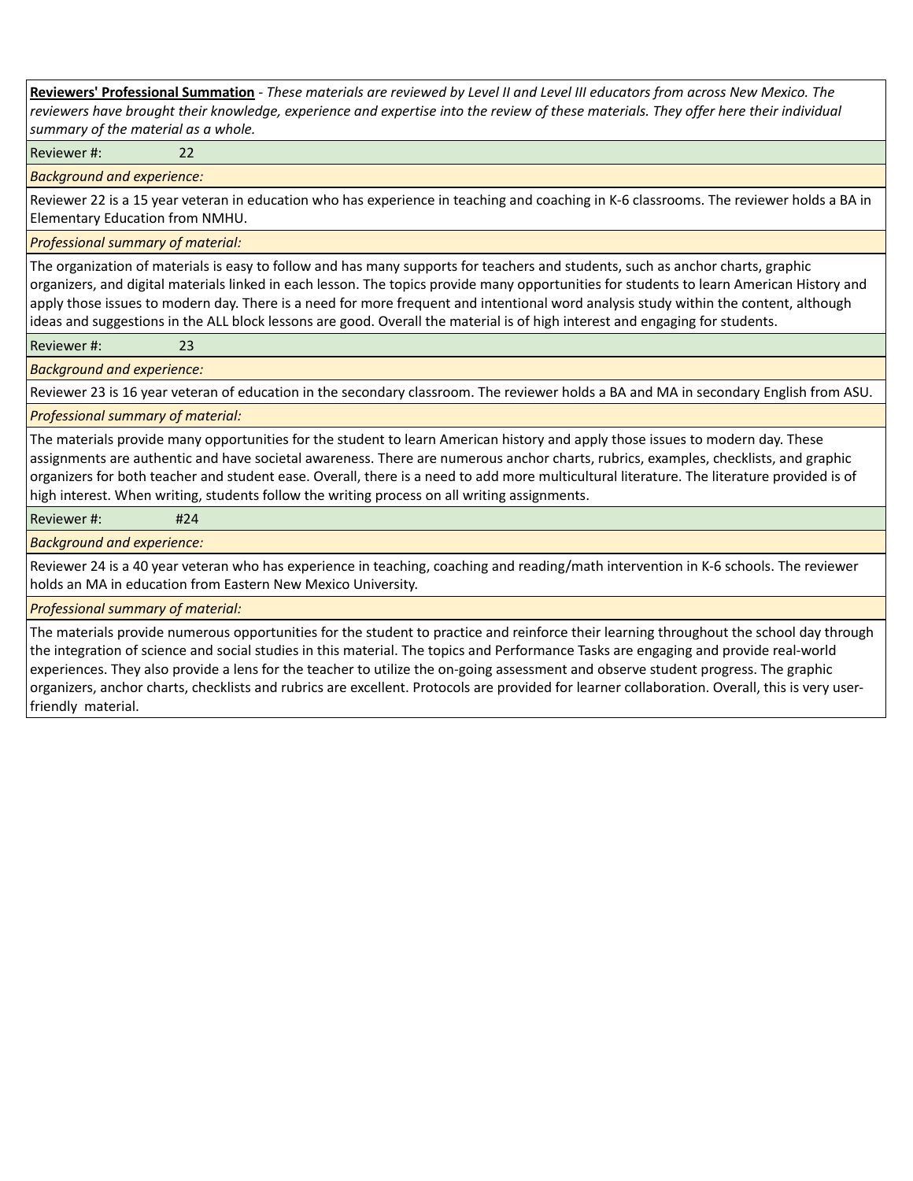**Reviewers' Professional Summation** - *These materials are reviewed by Level II and Level III educators from across New Mexico. The reviewers have brought their knowledge, experience and expertise into the review of these materials. They offer here their individual summary of the material as a whole.*

Reviewer #: 22

*Background and experience:*

Reviewer 22 is a 15 year veteran in education who has experience in teaching and coaching in K-6 classrooms. The reviewer holds a BA in Elementary Education from NMHU.

*Professional summary of material:*

The organization of materials is easy to follow and has many supports for teachers and students, such as anchor charts, graphic organizers, and digital materials linked in each lesson. The topics provide many opportunities for students to learn American History and apply those issues to modern day. There is a need for more frequent and intentional word analysis study within the content, although ideas and suggestions in the ALL block lessons are good. Overall the material is of high interest and engaging for students.

Reviewer #: 23

*Background and experience:*

Reviewer 23 is 16 year veteran of education in the secondary classroom. The reviewer holds a BA and MA in secondary English from ASU.

*Professional summary of material:*

The materials provide many opportunities for the student to learn American history and apply those issues to modern day. These assignments are authentic and have societal awareness. There are numerous anchor charts, rubrics, examples, checklists, and graphic organizers for both teacher and student ease. Overall, there is a need to add more multicultural literature. The literature provided is of high interest. When writing, students follow the writing process on all writing assignments.

Reviewer #: #24

*Background and experience:*

Reviewer 24 is a 40 year veteran who has experience in teaching, coaching and reading/math intervention in K-6 schools. The reviewer holds an MA in education from Eastern New Mexico University.

*Professional summary of material:*

The materials provide numerous opportunities for the student to practice and reinforce their learning throughout the school day through the integration of science and social studies in this material. The topics and Performance Tasks are engaging and provide real-world experiences. They also provide a lens for the teacher to utilize the on-going assessment and observe student progress. The graphic organizers, anchor charts, checklists and rubrics are excellent. Protocols are provided for learner collaboration. Overall, this is very user-friendly material.